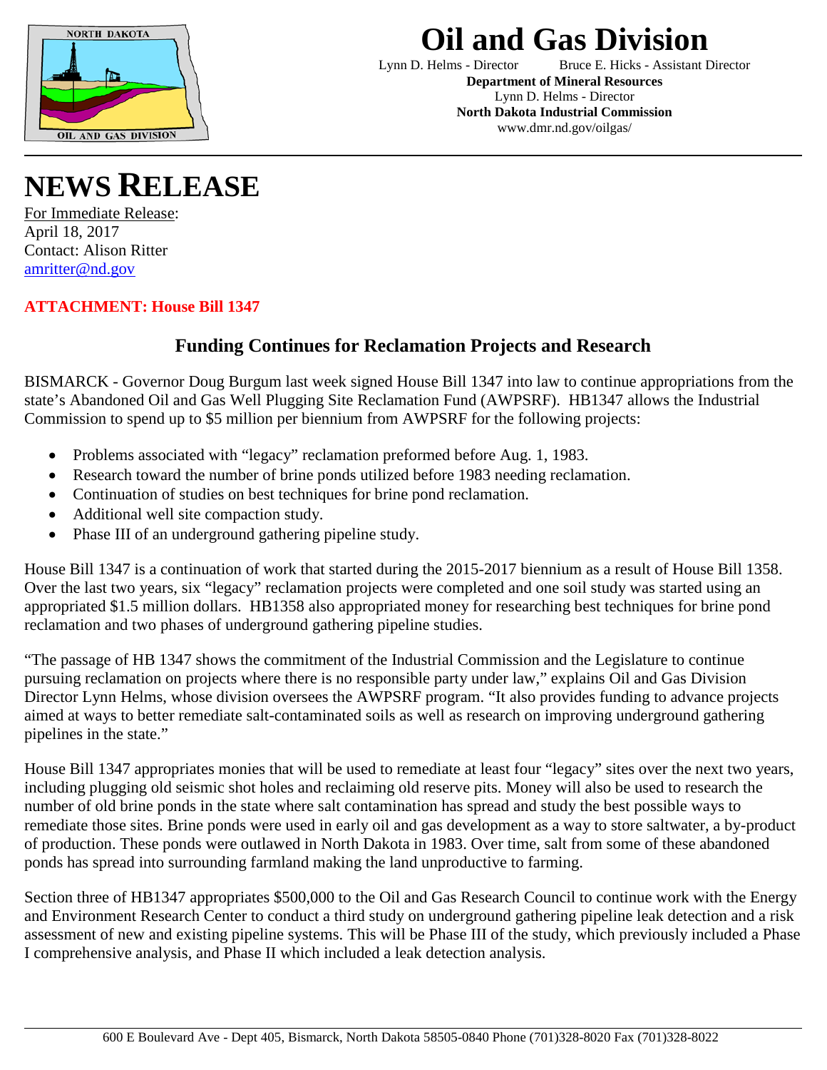# Oil and Gas Division

Lynn D. Helms - Director Bruce E. Hicks - Assistant Director

**Department of Mineral Resources**

Lynn D. Helms - Director

**North Dakota Industrial Commission**

www.dmr.nd.gov/oilgas/

# NEWS RELEASE

For Immediate Release:
April 18, 2017
Contact: Alison Ritter
amritter@nd.gov

**ATTACHMENT: House Bill 1347**

## Funding Continues for Reclamation Projects and Research

BISMARCK - Governor Doug Burgum last week signed House Bill 1347 into law to continue appropriations from the state's Abandoned Oil and Gas Well Plugging Site Reclamation Fund (AWPSRF). HB1347 allows the Industrial Commission to spend up to $5 million per biennium from AWPSRF for the following projects:

- Problems associated with "legacy" reclamation preformed before Aug. 1, 1983.
- Research toward the number of brine ponds utilized before 1983 needing reclamation.
- Continuation of studies on best techniques for brine pond reclamation.
- Additional well site compaction study.
- Phase III of an underground gathering pipeline study.

House Bill 1347 is a continuation of work that started during the 2015-2017 biennium as a result of House Bill 1358. Over the last two years, six "legacy" reclamation projects were completed and one soil study was started using an appropriated $1.5 million dollars. HB1358 also appropriated money for researching best techniques for brine pond reclamation and two phases of underground gathering pipeline studies.

"The passage of HB 1347 shows the commitment of the Industrial Commission and the Legislature to continue pursuing reclamation on projects where there is no responsible party under law," explains Oil and Gas Division Director Lynn Helms, whose division oversees the AWPSRF program. "It also provides funding to advance projects aimed at ways to better remediate salt-contaminated soils as well as research on improving underground gathering pipelines in the state."

House Bill 1347 appropriates monies that will be used to remediate at least four "legacy" sites over the next two years, including plugging old seismic shot holes and reclaiming old reserve pits. Money will also be used to research the number of old brine ponds in the state where salt contamination has spread and study the best possible ways to remediate those sites. Brine ponds were used in early oil and gas development as a way to store saltwater, a by-product of production. These ponds were outlawed in North Dakota in 1983. Over time, salt from some of these abandoned ponds has spread into surrounding farmland making the land unproductive to farming.

Section three of HB1347 appropriates $500,000 to the Oil and Gas Research Council to continue work with the Energy and Environment Research Center to conduct a third study on underground gathering pipeline leak detection and a risk assessment of new and existing pipeline systems. This will be Phase III of the study, which previously included a Phase I comprehensive analysis, and Phase II which included a leak detection analysis.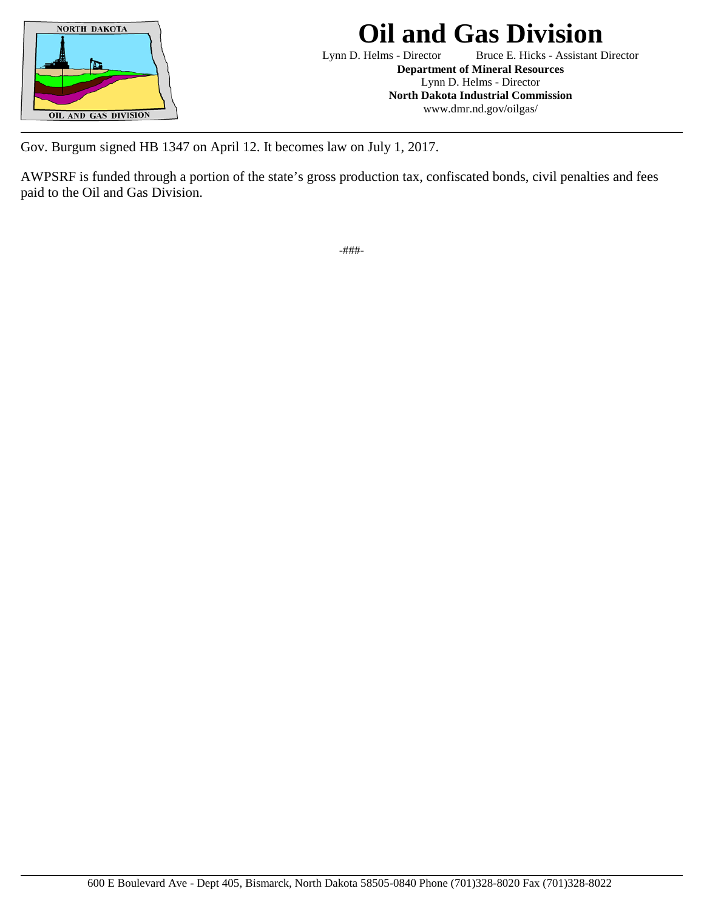Gov. Burgum signed HB 1347 on April 12. It becomes law on July 1, 2017.

AWPSRF is funded through a portion of the state's gross production tax, confiscated bonds, civil penalties and fees paid to the Oil and Gas Division.

-###-